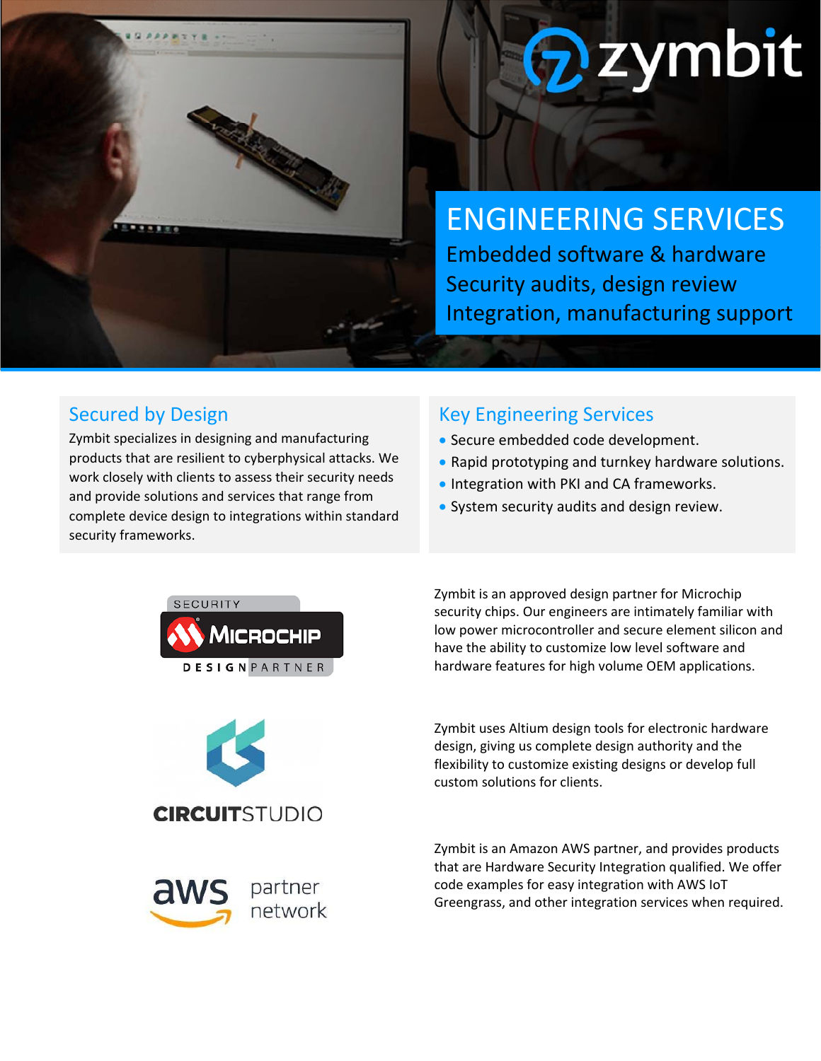# ENGINEERING SERVICES

Embedded software & hardware

Security audits, design review

Integration, manufacturing support

## Secured by Design

Zymbit specializes in designing and manufacturing products that are resilient to cyberphysical attacks. We work closely with clients to assess their security needs and provide solutions and services that range from complete device design to integrations within standard security frameworks.

## Key Engineering Services

- Secure embedded code development.
- Rapid prototyping and turnkey hardware solutions.
- Integration with PKI and CA frameworks.
- System security audits and design review.

Zymbit is an approved design partner for Microchip security chips. Our engineers are intimately familiar with low power microcontroller and secure element silicon and have the ability to customize low level software and hardware features for high volume OEM applications.

Zymbit uses Altium design tools for electronic hardware design, giving us complete design authority and the flexibility to customize existing designs or develop full custom solutions for clients.

Zymbit is an Amazon AWS partner, and provides products that are Hardware Security Integration qualified. We offer code examples for easy integration with AWS IoT Greengrass, and other integration services when required.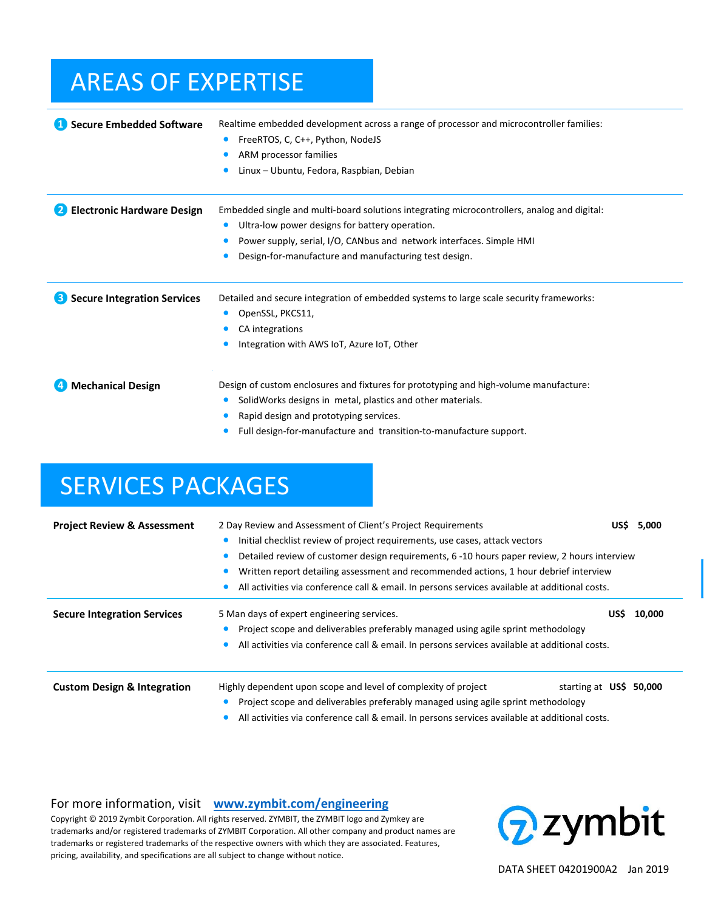# AREAS OF EXPERTISE

**1 Secure Embedded Software**

Realtime embedded development across a range of processor and microcontroller families:

- FreeRTOS, C, C++, Python, NodeJS
- ARM processor families
- Linux – Ubuntu, Fedora, Raspbian, Debian

**2 Electronic Hardware Design**

Embedded single and multi-board solutions integrating microcontrollers, analog and digital:

- Ultra-low power designs for battery operation.
- Power supply, serial, I/O, CANbus and network interfaces. Simple HMI
- Design-for-manufacture and manufacturing test design.

**3 Secure Integration Services**

Detailed and secure integration of embedded systems to large scale security frameworks:

- OpenSSL, PKCS11,
- CA integrations
- Integration with AWS IoT, Azure IoT, Other

**4 Mechanical Design**

Design of custom enclosures and fixtures for prototyping and high-volume manufacture:

- SolidWorks designs in metal, plastics and other materials.
- Rapid design and prototyping services.
- Full design-for-manufacture and transition-to-manufacture support.

# SERVICES PACKAGES

**Project Review & Assessment**

2 Day Review and Assessment of Client's Project Requirements — **US$ 5,000**

- Initial checklist review of project requirements, use cases, attack vectors
- Detailed review of customer design requirements, 6 -10 hours paper review, 2 hours interview
- Written report detailing assessment and recommended actions, 1 hour debrief interview
- All activities via conference call & email. In persons services available at additional costs.

**Secure Integration Services**

5 Man days of expert engineering services. — **US$ 10,000**

- Project scope and deliverables preferably managed using agile sprint methodology
- All activities via conference call & email. In persons services available at additional costs.

**Custom Design & Integration**

Highly dependent upon scope and level of complexity of project — starting at **US$ 50,000**

- Project scope and deliverables preferably managed using agile sprint methodology
- All activities via conference call & email. In persons services available at additional costs.

For more information, visit **www.zymbit.com/engineering**

Copyright © 2019 Zymbit Corporation. All rights reserved. ZYMBIT, the ZYMBIT logo and Zymkey are trademarks and/or registered trademarks of ZYMBIT Corporation. All other company and product names are trademarks or registered trademarks of the respective owners with which they are associated. Features, pricing, availability, and specifications are all subject to change without notice.

zymbit

DATA SHEET 04201900A2 Jan 2019